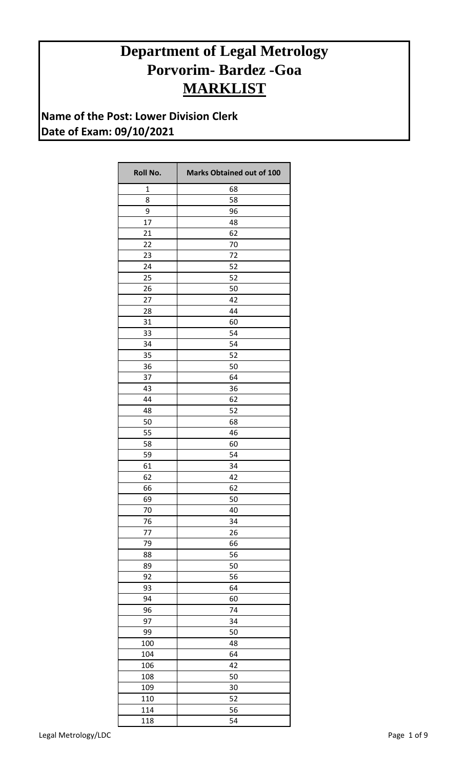# Department of Legal Metrology
# Porvorim- Bardez -Goa
# MARKLIST

**Name of the Post: Lower Division Clerk**
**Date of Exam: 09/10/2021**

| Roll No. | Marks Obtained out of 100 |
|---|---|
| 1 | 68 |
| 8 | 58 |
| 9 | 96 |
| 17 | 48 |
| 21 | 62 |
| 22 | 70 |
| 23 | 72 |
| 24 | 52 |
| 25 | 52 |
| 26 | 50 |
| 27 | 42 |
| 28 | 44 |
| 31 | 60 |
| 33 | 54 |
| 34 | 54 |
| 35 | 52 |
| 36 | 50 |
| 37 | 64 |
| 43 | 36 |
| 44 | 62 |
| 48 | 52 |
| 50 | 68 |
| 55 | 46 |
| 58 | 60 |
| 59 | 54 |
| 61 | 34 |
| 62 | 42 |
| 66 | 62 |
| 69 | 50 |
| 70 | 40 |
| 76 | 34 |
| 77 | 26 |
| 79 | 66 |
| 88 | 56 |
| 89 | 50 |
| 92 | 56 |
| 93 | 64 |
| 94 | 60 |
| 96 | 74 |
| 97 | 34 |
| 99 | 50 |
| 100 | 48 |
| 104 | 64 |
| 106 | 42 |
| 108 | 50 |
| 109 | 30 |
| 110 | 52 |
| 114 | 56 |
| 118 | 54 |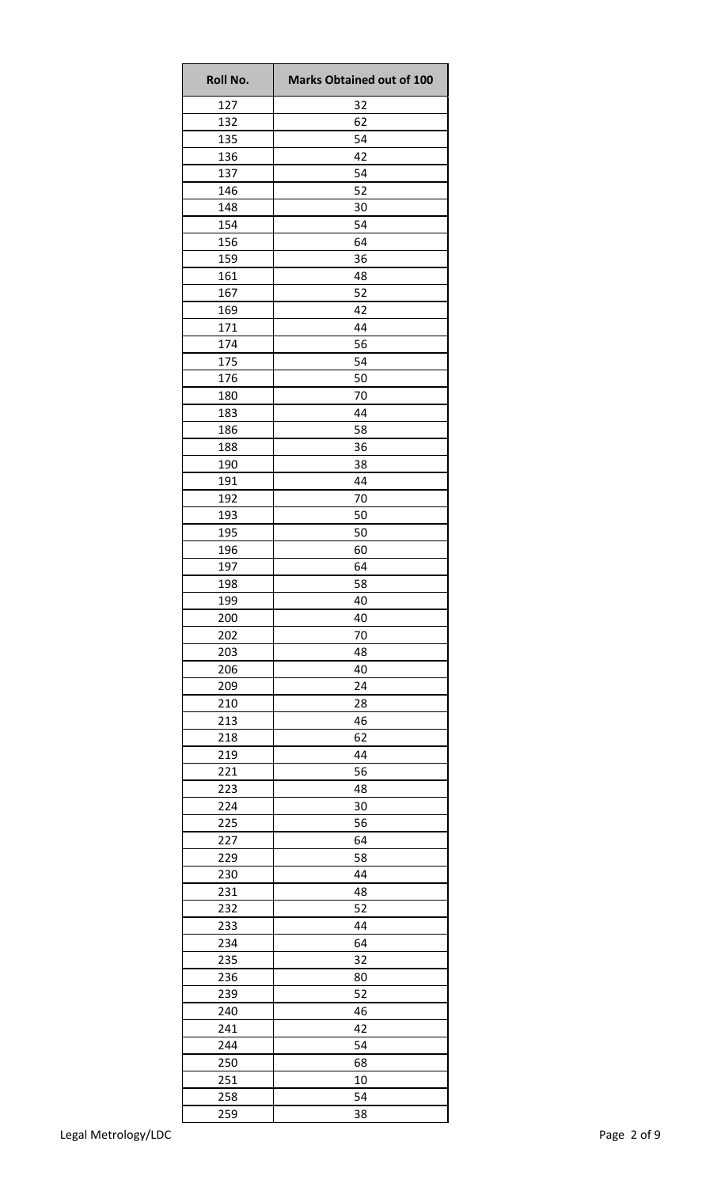| Roll No. | Marks Obtained out of 100 |
| --- | --- |
| 127 | 32 |
| 132 | 62 |
| 135 | 54 |
| 136 | 42 |
| 137 | 54 |
| 146 | 52 |
| 148 | 30 |
| 154 | 54 |
| 156 | 64 |
| 159 | 36 |
| 161 | 48 |
| 167 | 52 |
| 169 | 42 |
| 171 | 44 |
| 174 | 56 |
| 175 | 54 |
| 176 | 50 |
| 180 | 70 |
| 183 | 44 |
| 186 | 58 |
| 188 | 36 |
| 190 | 38 |
| 191 | 44 |
| 192 | 70 |
| 193 | 50 |
| 195 | 50 |
| 196 | 60 |
| 197 | 64 |
| 198 | 58 |
| 199 | 40 |
| 200 | 40 |
| 202 | 70 |
| 203 | 48 |
| 206 | 40 |
| 209 | 24 |
| 210 | 28 |
| 213 | 46 |
| 218 | 62 |
| 219 | 44 |
| 221 | 56 |
| 223 | 48 |
| 224 | 30 |
| 225 | 56 |
| 227 | 64 |
| 229 | 58 |
| 230 | 44 |
| 231 | 48 |
| 232 | 52 |
| 233 | 44 |
| 234 | 64 |
| 235 | 32 |
| 236 | 80 |
| 239 | 52 |
| 240 | 46 |
| 241 | 42 |
| 244 | 54 |
| 250 | 68 |
| 251 | 10 |
| 258 | 54 |
| 259 | 38 |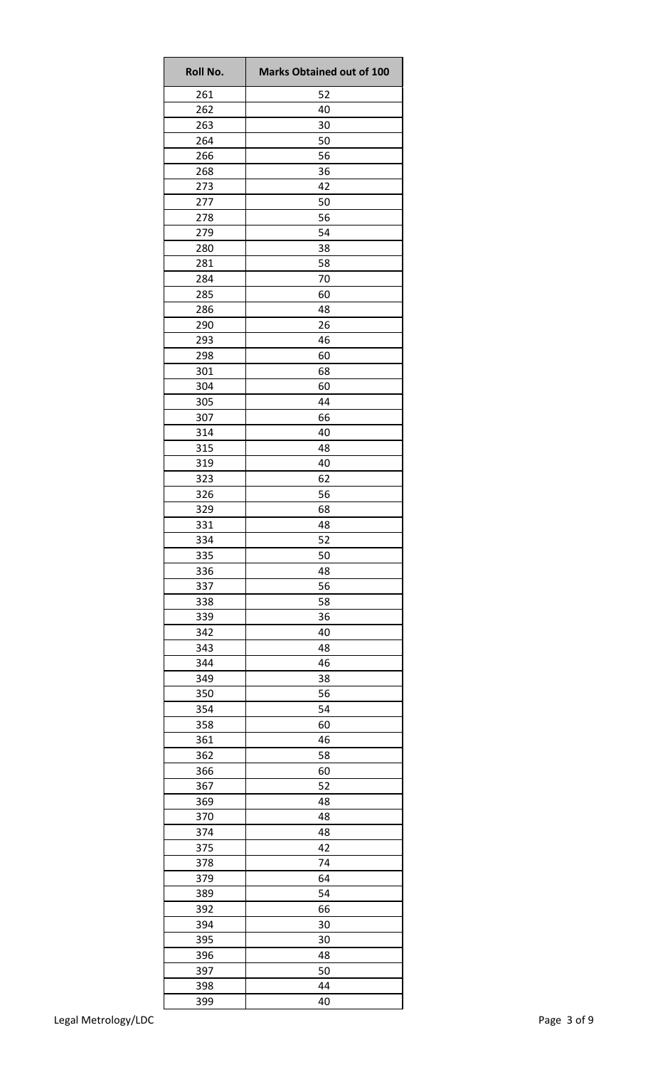| Roll No. | Marks Obtained out of 100 |
| --- | --- |
| 261 | 52 |
| 262 | 40 |
| 263 | 30 |
| 264 | 50 |
| 266 | 56 |
| 268 | 36 |
| 273 | 42 |
| 277 | 50 |
| 278 | 56 |
| 279 | 54 |
| 280 | 38 |
| 281 | 58 |
| 284 | 70 |
| 285 | 60 |
| 286 | 48 |
| 290 | 26 |
| 293 | 46 |
| 298 | 60 |
| 301 | 68 |
| 304 | 60 |
| 305 | 44 |
| 307 | 66 |
| 314 | 40 |
| 315 | 48 |
| 319 | 40 |
| 323 | 62 |
| 326 | 56 |
| 329 | 68 |
| 331 | 48 |
| 334 | 52 |
| 335 | 50 |
| 336 | 48 |
| 337 | 56 |
| 338 | 58 |
| 339 | 36 |
| 342 | 40 |
| 343 | 48 |
| 344 | 46 |
| 349 | 38 |
| 350 | 56 |
| 354 | 54 |
| 358 | 60 |
| 361 | 46 |
| 362 | 58 |
| 366 | 60 |
| 367 | 52 |
| 369 | 48 |
| 370 | 48 |
| 374 | 48 |
| 375 | 42 |
| 378 | 74 |
| 379 | 64 |
| 389 | 54 |
| 392 | 66 |
| 394 | 30 |
| 395 | 30 |
| 396 | 48 |
| 397 | 50 |
| 398 | 44 |
| 399 | 40 |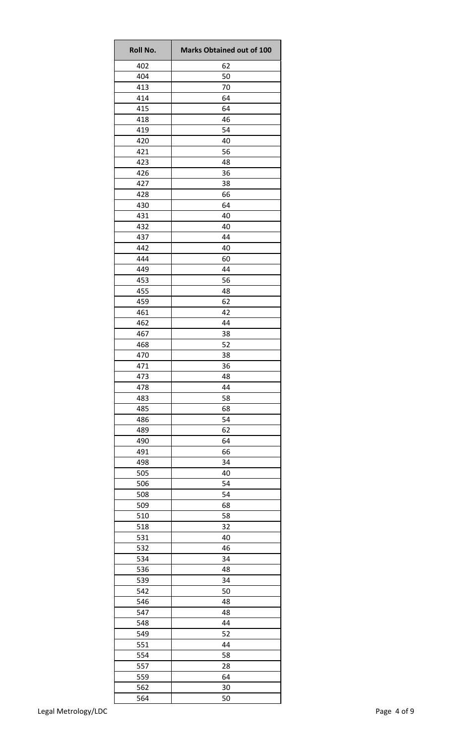| Roll No. | Marks Obtained out of 100 |
| --- | --- |
| 402 | 62 |
| 404 | 50 |
| 413 | 70 |
| 414 | 64 |
| 415 | 64 |
| 418 | 46 |
| 419 | 54 |
| 420 | 40 |
| 421 | 56 |
| 423 | 48 |
| 426 | 36 |
| 427 | 38 |
| 428 | 66 |
| 430 | 64 |
| 431 | 40 |
| 432 | 40 |
| 437 | 44 |
| 442 | 40 |
| 444 | 60 |
| 449 | 44 |
| 453 | 56 |
| 455 | 48 |
| 459 | 62 |
| 461 | 42 |
| 462 | 44 |
| 467 | 38 |
| 468 | 52 |
| 470 | 38 |
| 471 | 36 |
| 473 | 48 |
| 478 | 44 |
| 483 | 58 |
| 485 | 68 |
| 486 | 54 |
| 489 | 62 |
| 490 | 64 |
| 491 | 66 |
| 498 | 34 |
| 505 | 40 |
| 506 | 54 |
| 508 | 54 |
| 509 | 68 |
| 510 | 58 |
| 518 | 32 |
| 531 | 40 |
| 532 | 46 |
| 534 | 34 |
| 536 | 48 |
| 539 | 34 |
| 542 | 50 |
| 546 | 48 |
| 547 | 48 |
| 548 | 44 |
| 549 | 52 |
| 551 | 44 |
| 554 | 58 |
| 557 | 28 |
| 559 | 64 |
| 562 | 30 |
| 564 | 50 |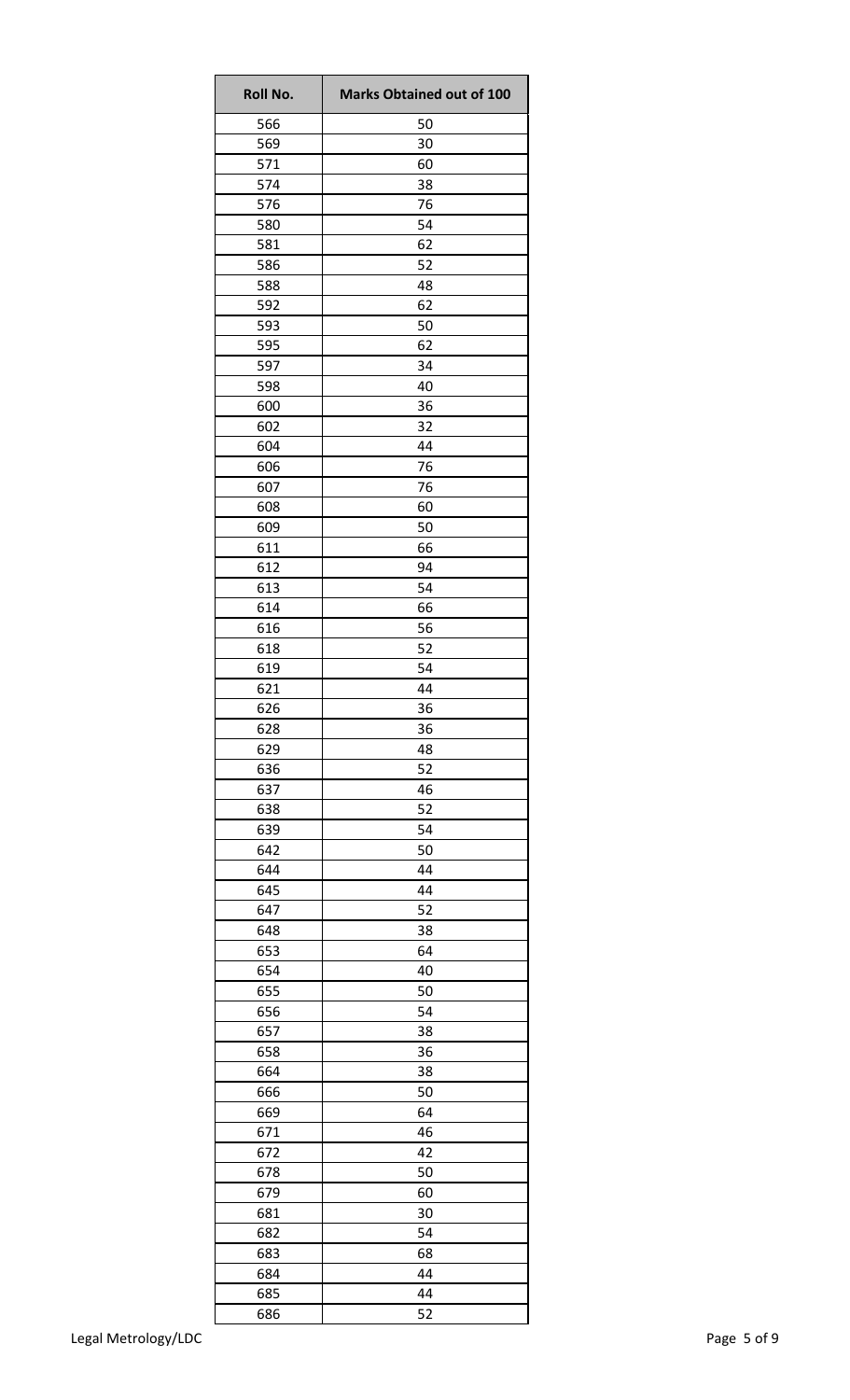| Roll No. | Marks Obtained out of 100 |
|---|---|
| 566 | 50 |
| 569 | 30 |
| 571 | 60 |
| 574 | 38 |
| 576 | 76 |
| 580 | 54 |
| 581 | 62 |
| 586 | 52 |
| 588 | 48 |
| 592 | 62 |
| 593 | 50 |
| 595 | 62 |
| 597 | 34 |
| 598 | 40 |
| 600 | 36 |
| 602 | 32 |
| 604 | 44 |
| 606 | 76 |
| 607 | 76 |
| 608 | 60 |
| 609 | 50 |
| 611 | 66 |
| 612 | 94 |
| 613 | 54 |
| 614 | 66 |
| 616 | 56 |
| 618 | 52 |
| 619 | 54 |
| 621 | 44 |
| 626 | 36 |
| 628 | 36 |
| 629 | 48 |
| 636 | 52 |
| 637 | 46 |
| 638 | 52 |
| 639 | 54 |
| 642 | 50 |
| 644 | 44 |
| 645 | 44 |
| 647 | 52 |
| 648 | 38 |
| 653 | 64 |
| 654 | 40 |
| 655 | 50 |
| 656 | 54 |
| 657 | 38 |
| 658 | 36 |
| 664 | 38 |
| 666 | 50 |
| 669 | 64 |
| 671 | 46 |
| 672 | 42 |
| 678 | 50 |
| 679 | 60 |
| 681 | 30 |
| 682 | 54 |
| 683 | 68 |
| 684 | 44 |
| 685 | 44 |
| 686 | 52 |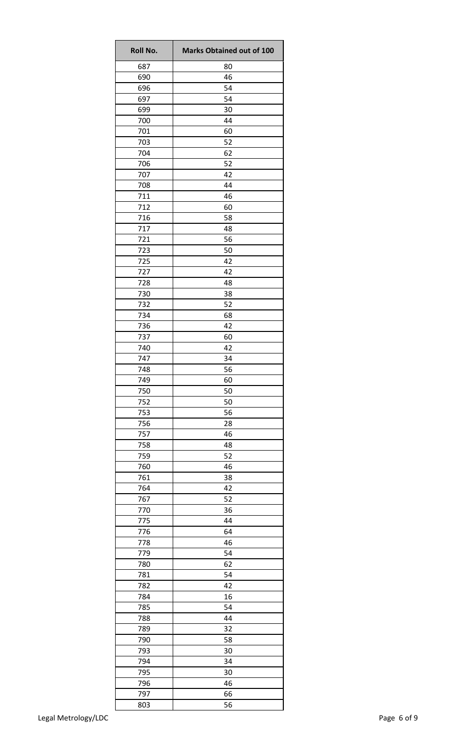| Roll No. | Marks Obtained out of 100 |
| --- | --- |
| 687 | 80 |
| 690 | 46 |
| 696 | 54 |
| 697 | 54 |
| 699 | 30 |
| 700 | 44 |
| 701 | 60 |
| 703 | 52 |
| 704 | 62 |
| 706 | 52 |
| 707 | 42 |
| 708 | 44 |
| 711 | 46 |
| 712 | 60 |
| 716 | 58 |
| 717 | 48 |
| 721 | 56 |
| 723 | 50 |
| 725 | 42 |
| 727 | 42 |
| 728 | 48 |
| 730 | 38 |
| 732 | 52 |
| 734 | 68 |
| 736 | 42 |
| 737 | 60 |
| 740 | 42 |
| 747 | 34 |
| 748 | 56 |
| 749 | 60 |
| 750 | 50 |
| 752 | 50 |
| 753 | 56 |
| 756 | 28 |
| 757 | 46 |
| 758 | 48 |
| 759 | 52 |
| 760 | 46 |
| 761 | 38 |
| 764 | 42 |
| 767 | 52 |
| 770 | 36 |
| 775 | 44 |
| 776 | 64 |
| 778 | 46 |
| 779 | 54 |
| 780 | 62 |
| 781 | 54 |
| 782 | 42 |
| 784 | 16 |
| 785 | 54 |
| 788 | 44 |
| 789 | 32 |
| 790 | 58 |
| 793 | 30 |
| 794 | 34 |
| 795 | 30 |
| 796 | 46 |
| 797 | 66 |
| 803 | 56 |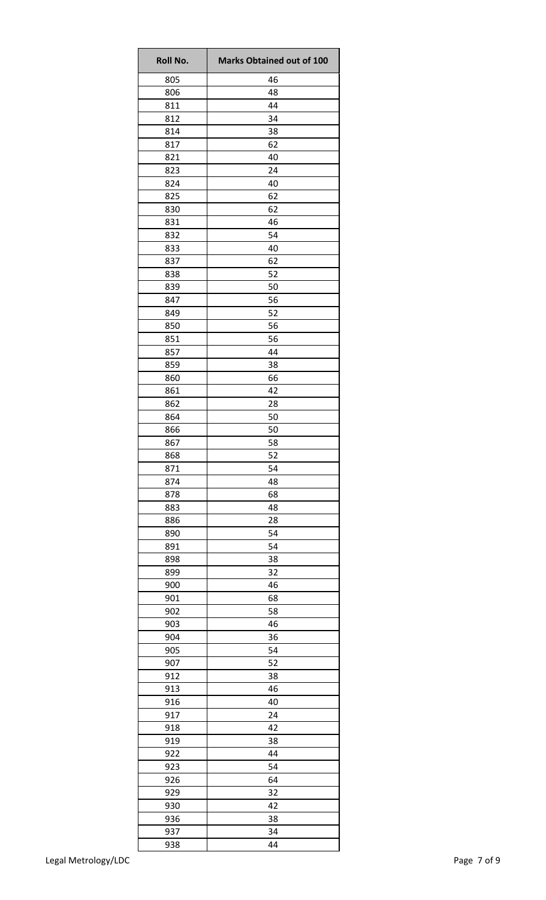| Roll No. | Marks Obtained out of 100 |
| --- | --- |
| 805 | 46 |
| 806 | 48 |
| 811 | 44 |
| 812 | 34 |
| 814 | 38 |
| 817 | 62 |
| 821 | 40 |
| 823 | 24 |
| 824 | 40 |
| 825 | 62 |
| 830 | 62 |
| 831 | 46 |
| 832 | 54 |
| 833 | 40 |
| 837 | 62 |
| 838 | 52 |
| 839 | 50 |
| 847 | 56 |
| 849 | 52 |
| 850 | 56 |
| 851 | 56 |
| 857 | 44 |
| 859 | 38 |
| 860 | 66 |
| 861 | 42 |
| 862 | 28 |
| 864 | 50 |
| 866 | 50 |
| 867 | 58 |
| 868 | 52 |
| 871 | 54 |
| 874 | 48 |
| 878 | 68 |
| 883 | 48 |
| 886 | 28 |
| 890 | 54 |
| 891 | 54 |
| 898 | 38 |
| 899 | 32 |
| 900 | 46 |
| 901 | 68 |
| 902 | 58 |
| 903 | 46 |
| 904 | 36 |
| 905 | 54 |
| 907 | 52 |
| 912 | 38 |
| 913 | 46 |
| 916 | 40 |
| 917 | 24 |
| 918 | 42 |
| 919 | 38 |
| 922 | 44 |
| 923 | 54 |
| 926 | 64 |
| 929 | 32 |
| 930 | 42 |
| 936 | 38 |
| 937 | 34 |
| 938 | 44 |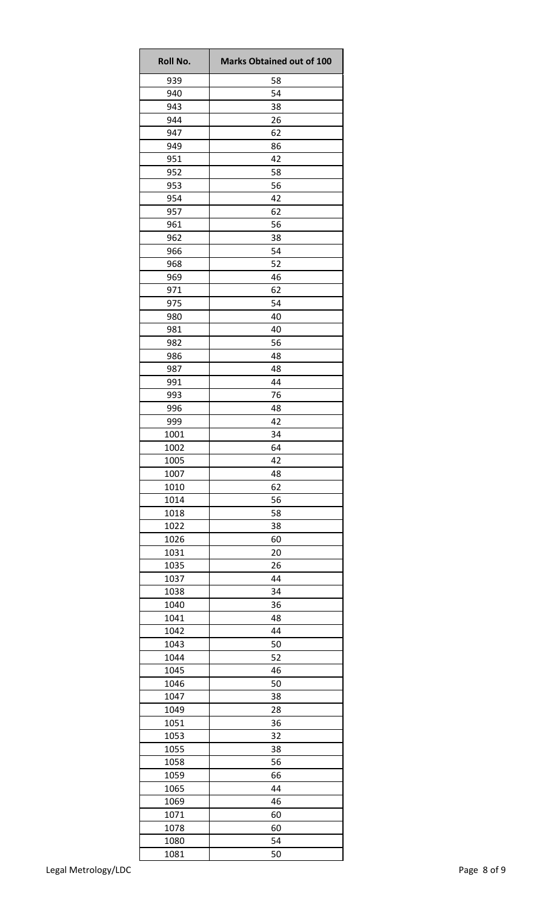| Roll No. | Marks Obtained out of 100 |
| --- | --- |
| 939 | 58 |
| 940 | 54 |
| 943 | 38 |
| 944 | 26 |
| 947 | 62 |
| 949 | 86 |
| 951 | 42 |
| 952 | 58 |
| 953 | 56 |
| 954 | 42 |
| 957 | 62 |
| 961 | 56 |
| 962 | 38 |
| 966 | 54 |
| 968 | 52 |
| 969 | 46 |
| 971 | 62 |
| 975 | 54 |
| 980 | 40 |
| 981 | 40 |
| 982 | 56 |
| 986 | 48 |
| 987 | 48 |
| 991 | 44 |
| 993 | 76 |
| 996 | 48 |
| 999 | 42 |
| 1001 | 34 |
| 1002 | 64 |
| 1005 | 42 |
| 1007 | 48 |
| 1010 | 62 |
| 1014 | 56 |
| 1018 | 58 |
| 1022 | 38 |
| 1026 | 60 |
| 1031 | 20 |
| 1035 | 26 |
| 1037 | 44 |
| 1038 | 34 |
| 1040 | 36 |
| 1041 | 48 |
| 1042 | 44 |
| 1043 | 50 |
| 1044 | 52 |
| 1045 | 46 |
| 1046 | 50 |
| 1047 | 38 |
| 1049 | 28 |
| 1051 | 36 |
| 1053 | 32 |
| 1055 | 38 |
| 1058 | 56 |
| 1059 | 66 |
| 1065 | 44 |
| 1069 | 46 |
| 1071 | 60 |
| 1078 | 60 |
| 1080 | 54 |
| 1081 | 50 |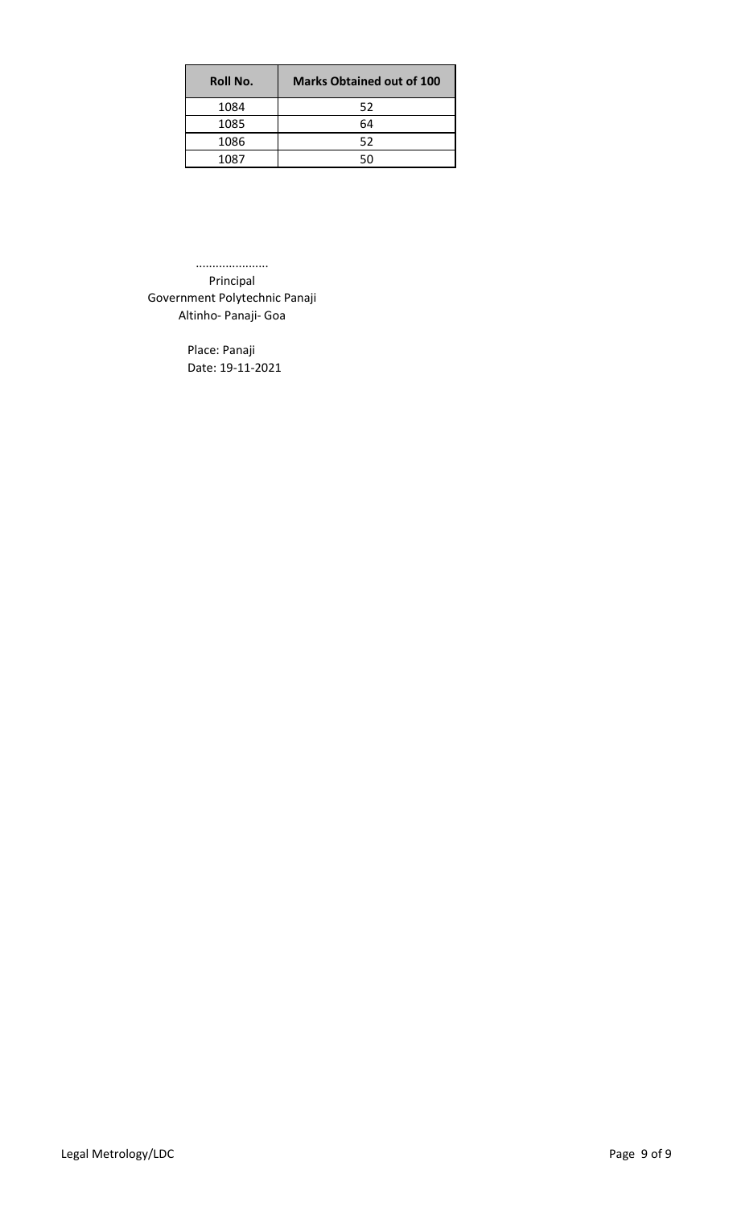| Roll No. | Marks Obtained out of 100 |
| --- | --- |
| 1084 | 52 |
| 1085 | 64 |
| 1086 | 52 |
| 1087 | 50 |

......................

Principal
Government Polytechnic Panaji
Altinho- Panaji- Goa

Place: Panaji
Date: 19-11-2021